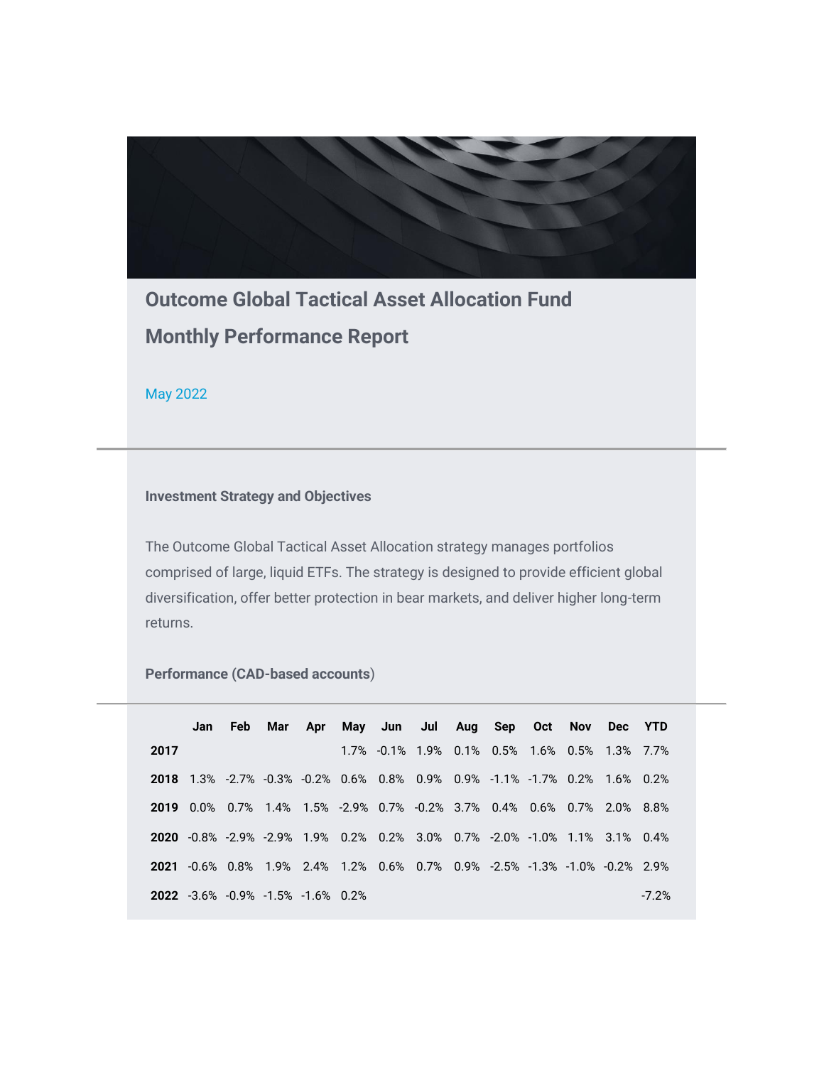# Outcome Global Tactical Asset Allocation Fund

## Monthly Performance Report

May 2022

### Investment Strategy and Objectives

The Outcome Global Tactical Asset Allocation strategy manages portfolios comprised of large, liquid ETFs. The strategy is designed to provide efficient global diversification, offer better protection in bear markets, and deliver higher long-term returns.

### Performance (CAD-based accounts)

| | Jan | Feb | Mar | Apr | May | Jun | Jul | Aug | Sep | Oct | Nov | Dec | YTD |
|---|---|---|---|---|---|---|---|---|---|---|---|---|---|
| **2017** | | | | | 1.7% | -0.1% | 1.9% | 0.1% | 0.5% | 1.6% | 0.5% | 1.3% | 7.7% |
| **2018** | 1.3% | -2.7% | -0.3% | -0.2% | 0.6% | 0.8% | 0.9% | 0.9% | -1.1% | -1.7% | 0.2% | 1.6% | 0.2% |
| **2019** | 0.0% | 0.7% | 1.4% | 1.5% | -2.9% | 0.7% | -0.2% | 3.7% | 0.4% | 0.6% | 0.7% | 2.0% | 8.8% |
| **2020** | -0.8% | -2.9% | -2.9% | 1.9% | 0.2% | 0.2% | 3.0% | 0.7% | -2.0% | -1.0% | 1.1% | 3.1% | 0.4% |
| **2021** | -0.6% | 0.8% | 1.9% | 2.4% | 1.2% | 0.6% | 0.7% | 0.9% | -2.5% | -1.3% | -1.0% | -0.2% | 2.9% |
| **2022** | -3.6% | -0.9% | -1.5% | -1.6% | 0.2% | | | | | | | | -7.2% |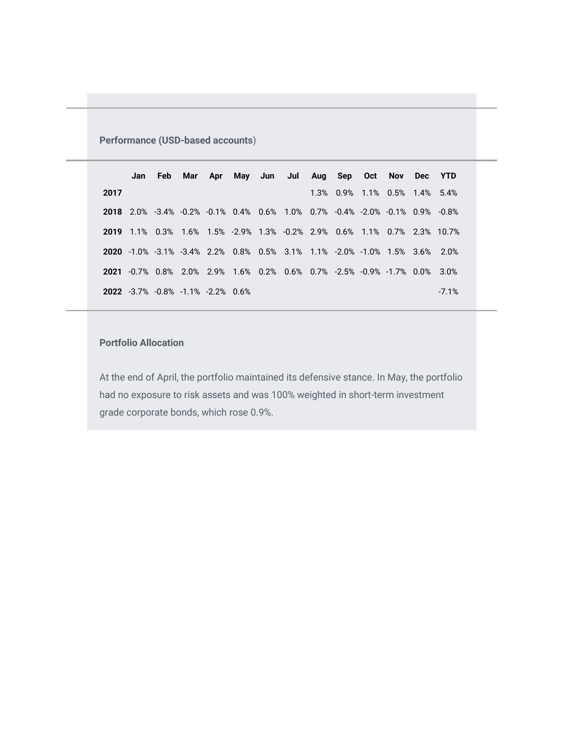**Performance (USD-based accounts)**

| | Jan | Feb | Mar | Apr | May | Jun | Jul | Aug | Sep | Oct | Nov | Dec | YTD |
|---|---|---|---|---|---|---|---|---|---|---|---|---|---|
| **2017** | | | | | | | | 1.3% | 0.9% | 1.1% | 0.5% | 1.4% | 5.4% |
| **2018** | 2.0% | -3.4% | -0.2% | -0.1% | 0.4% | 0.6% | 1.0% | 0.7% | -0.4% | -2.0% | -0.1% | 0.9% | -0.8% |
| **2019** | 1.1% | 0.3% | 1.6% | 1.5% | -2.9% | 1.3% | -0.2% | 2.9% | 0.6% | 1.1% | 0.7% | 2.3% | 10.7% |
| **2020** | -1.0% | -3.1% | -3.4% | 2.2% | 0.8% | 0.5% | 3.1% | 1.1% | -2.0% | -1.0% | 1.5% | 3.6% | 2.0% |
| **2021** | -0.7% | 0.8% | 2.0% | 2.9% | 1.6% | 0.2% | 0.6% | 0.7% | -2.5% | -0.9% | -1.7% | 0.0% | 3.0% |
| **2022** | -3.7% | -0.8% | -1.1% | -2.2% | 0.6% | | | | | | | | -7.1% |

**Portfolio Allocation**

At the end of April, the portfolio maintained its defensive stance. In May, the portfolio had no exposure to risk assets and was 100% weighted in short-term investment grade corporate bonds, which rose 0.9%.